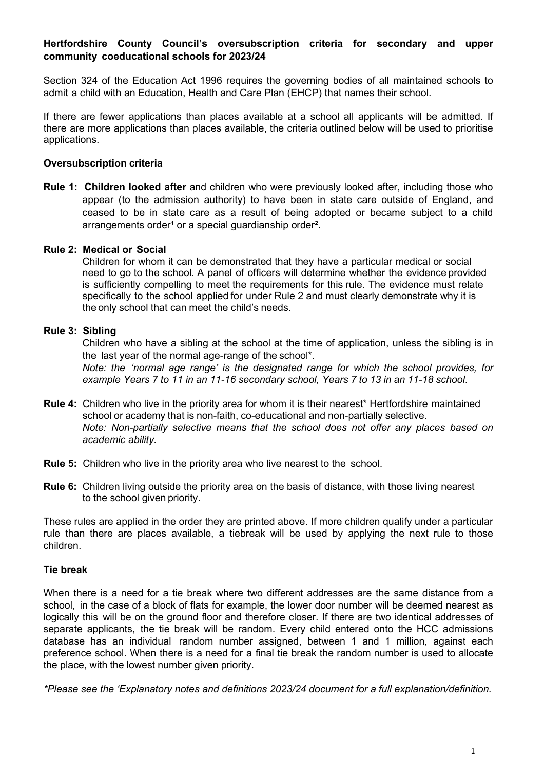**Hertfordshire County Council's oversubscription criteria for secondary and upper community coeducational schools for 2023/24**

Section 324 of the Education Act 1996 requires the governing bodies of all maintained schools to admit a child with an Education, Health and Care Plan (EHCP) that names their school.

If there are fewer applications than places available at a school all applicants will be admitted. If there are more applications than places available, the criteria outlined below will be used to prioritise applications.

**Oversubscription criteria**

**Rule 1: Children looked after** and children who were previously looked after, including those who appear (to the admission authority) to have been in state care outside of England, and ceased to be in state care as a result of being adopted or became subject to a child arrangements order[1] or a special guardianship order[2].

**Rule 2: Medical or Social**
Children for whom it can be demonstrated that they have a particular medical or social need to go to the school. A panel of officers will determine whether the evidence provided is sufficiently compelling to meet the requirements for this rule. The evidence must relate specifically to the school applied for under Rule 2 and must clearly demonstrate why it is the only school that can meet the child's needs.

**Rule 3: Sibling**
Children who have a sibling at the school at the time of application, unless the sibling is in the last year of the normal age-range of the school*.
*Note: the 'normal age range' is the designated range for which the school provides, for example Years 7 to 11 in an 11-16 secondary school, Years 7 to 13 in an 11-18 school.*

**Rule 4:** Children who live in the priority area for whom it is their nearest* Hertfordshire maintained school or academy that is non-faith, co-educational and non-partially selective.
*Note: Non-partially selective means that the school does not offer any places based on academic ability.*

**Rule 5:** Children who live in the priority area who live nearest to the school.

**Rule 6:** Children living outside the priority area on the basis of distance, with those living nearest to the school given priority.

These rules are applied in the order they are printed above. If more children qualify under a particular rule than there are places available, a tiebreak will be used by applying the next rule to those children.

**Tie break**

When there is a need for a tie break where two different addresses are the same distance from a school, in the case of a block of flats for example, the lower door number will be deemed nearest as logically this will be on the ground floor and therefore closer. If there are two identical addresses of separate applicants, the tie break will be random. Every child entered onto the HCC admissions database has an individual random number assigned, between 1 and 1 million, against each preference school. When there is a need for a final tie break the random number is used to allocate the place, with the lowest number given priority.

*\*Please see the 'Explanatory notes and definitions 2023/24 document for a full explanation/definition.*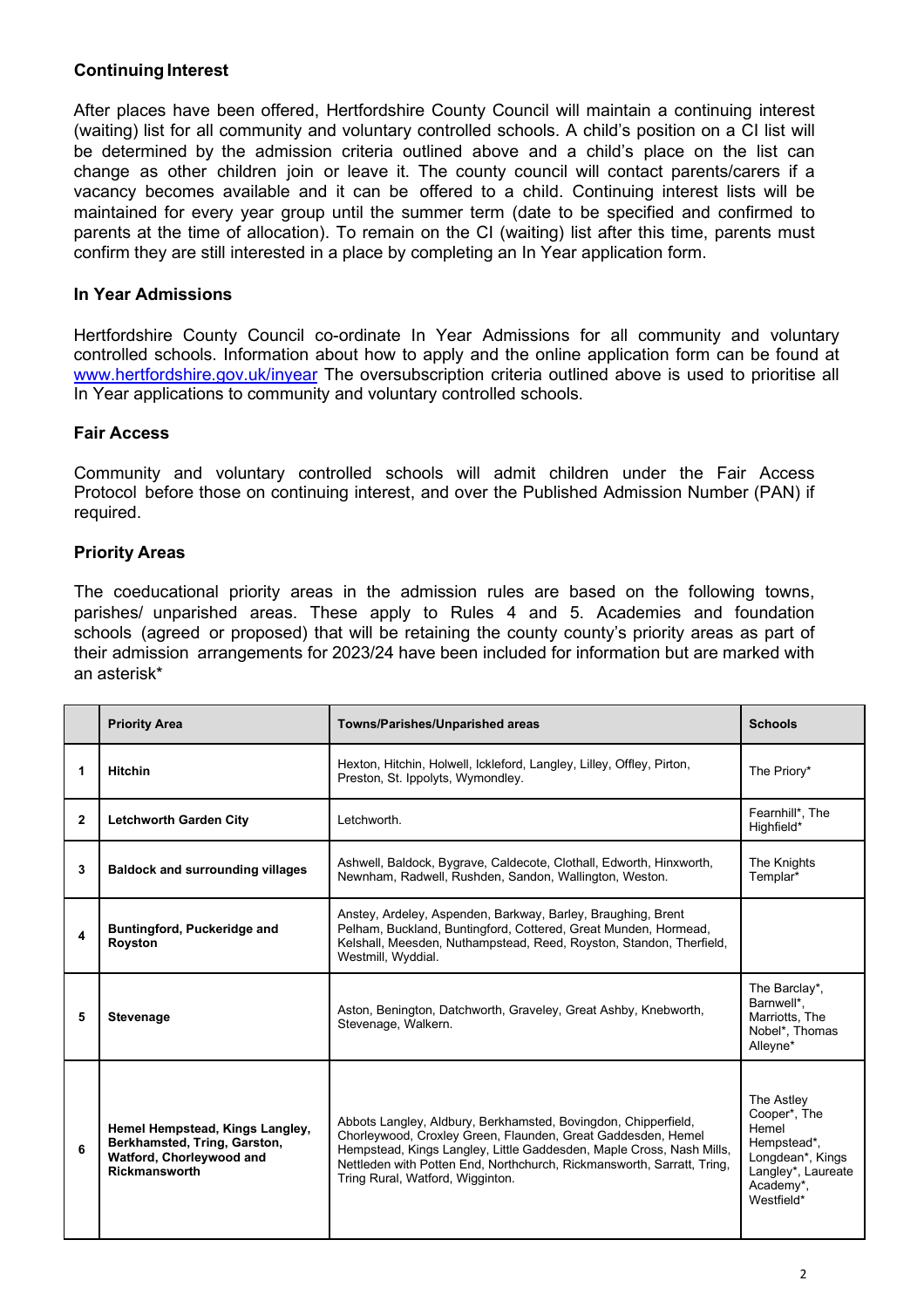### Continuing Interest

After places have been offered, Hertfordshire County Council will maintain a continuing interest (waiting) list for all community and voluntary controlled schools. A child's position on a CI list will be determined by the admission criteria outlined above and a child's place on the list can change as other children join or leave it. The county council will contact parents/carers if a vacancy becomes available and it can be offered to a child. Continuing interest lists will be maintained for every year group until the summer term (date to be specified and confirmed to parents at the time of allocation). To remain on the CI (waiting) list after this time, parents must confirm they are still interested in a place by completing an In Year application form.

### In Year Admissions

Hertfordshire County Council co-ordinate In Year Admissions for all community and voluntary controlled schools. Information about how to apply and the online application form can be found at [www.hertfordshire.gov.uk/inyear](http://www.hertfordshire.gov.uk/inyear) The oversubscription criteria outlined above is used to prioritise all In Year applications to community and voluntary controlled schools.

### Fair Access

Community and voluntary controlled schools will admit children under the Fair Access Protocol before those on continuing interest, and over the Published Admission Number (PAN) if required.

### Priority Areas

The coeducational priority areas in the admission rules are based on the following towns, parishes/ unparished areas. These apply to Rules 4 and 5. Academies and foundation schools (agreed or proposed) that will be retaining the county county's priority areas as part of their admission arrangements for 2023/24 have been included for information but are marked with an asterisk*

| | Priority Area | Towns/Parishes/Unparished areas | Schools |
|---|---|---|---|
| 1 | **Hitchin** | Hexton, Hitchin, Holwell, Ickleford, Langley, Lilley, Offley, Pirton, Preston, St. Ippolyts, Wymondley. | The Priory* |
| 2 | **Letchworth Garden City** | Letchworth. | Fearnhill*, The Highfield* |
| 3 | **Baldock and surrounding villages** | Ashwell, Baldock, Bygrave, Caldecote, Clothall, Edworth, Hinxworth, Newnham, Radwell, Rushden, Sandon, Wallington, Weston. | The Knights Templar* |
| 4 | **Buntingford, Puckeridge and Royston** | Anstey, Ardeley, Aspenden, Barkway, Barley, Braughing, Brent Pelham, Buckland, Buntingford, Cottered, Great Munden, Hormead, Kelshall, Meesden, Nuthampstead, Reed, Royston, Standon, Therfield, Westmill, Wyddial. | |
| 5 | **Stevenage** | Aston, Benington, Datchworth, Graveley, Great Ashby, Knebworth, Stevenage, Walkern. | The Barclay*, Barnwell*, Marriotts, The Nobel*, Thomas Alleyne* |
| 6 | **Hemel Hempstead, Kings Langley, Berkhamsted, Tring, Garston, Watford, Chorleywood and Rickmansworth** | Abbots Langley, Aldbury, Berkhamsted, Bovingdon, Chipperfield, Chorleywood, Croxley Green, Flaunden, Great Gaddesden, Hemel Hempstead, Kings Langley, Little Gaddesden, Maple Cross, Nash Mills, Nettleden with Potten End, Northchurch, Rickmansworth, Sarratt, Tring, Tring Rural, Watford, Wigginton. | The Astley Cooper*, The Hemel Hempstead*, Longdean*, Kings Langley*, Laureate Academy*, Westfield* |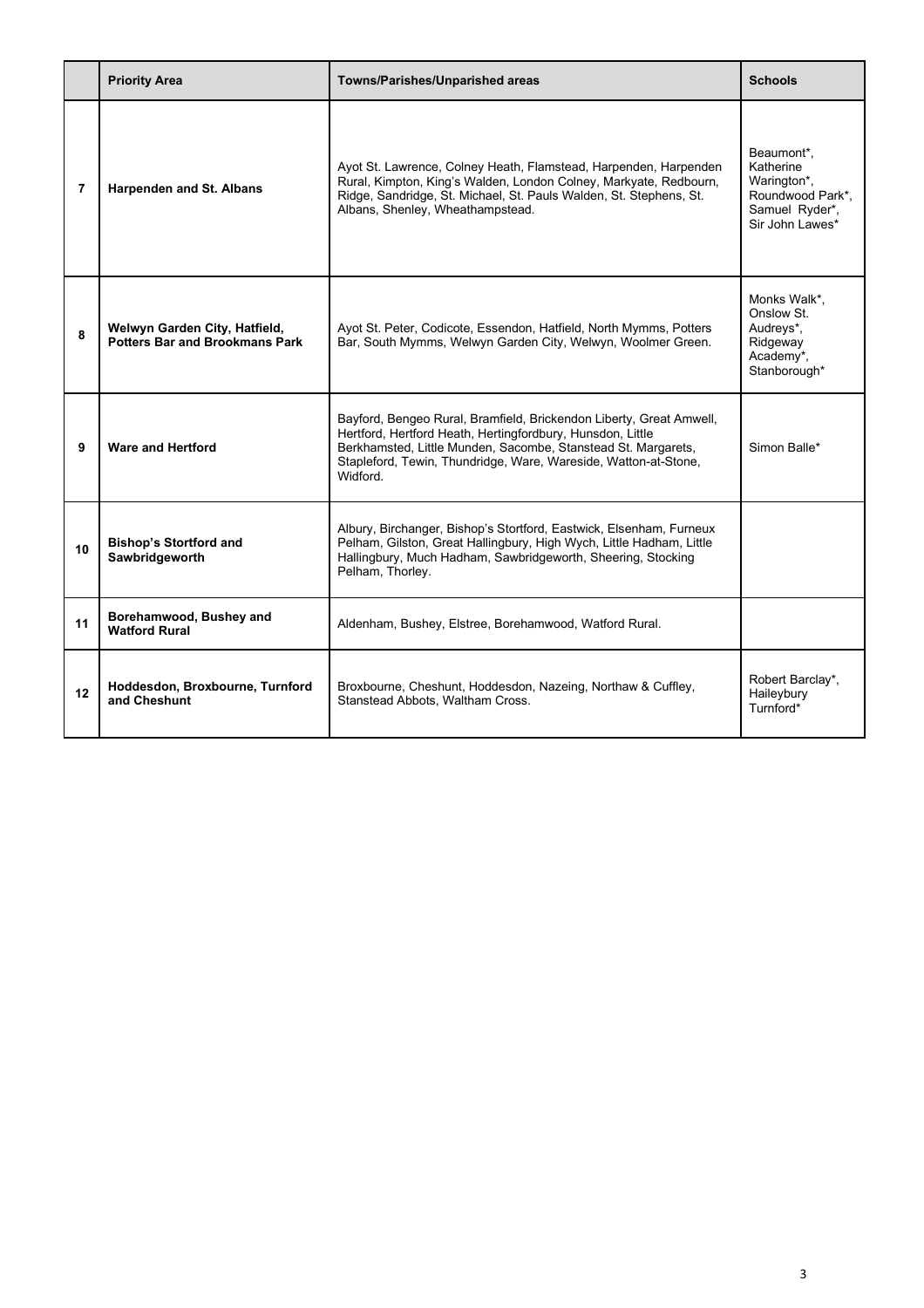| | Priority Area | Towns/Parishes/Unparished areas | Schools |
|---|---|---|---|
| 7 | **Harpenden and St. Albans** | Ayot St. Lawrence, Colney Heath, Flamstead, Harpenden, Harpenden Rural, Kimpton, King's Walden, London Colney, Markyate, Redbourn, Ridge, Sandridge, St. Michael, St. Pauls Walden, St. Stephens, St. Albans, Shenley, Wheathampstead. | Beaumont*, Katherine Warington*, Roundwood Park*, Samuel Ryder*, Sir John Lawes* |
| 8 | **Welwyn Garden City, Hatfield, Potters Bar and Brookmans Park** | Ayot St. Peter, Codicote, Essendon, Hatfield, North Mymms, Potters Bar, South Mymms, Welwyn Garden City, Welwyn, Woolmer Green. | Monks Walk*, Onslow St. Audreys*, Ridgeway Academy*, Stanborough* |
| 9 | **Ware and Hertford** | Bayford, Bengeo Rural, Bramfield, Brickendon Liberty, Great Amwell, Hertford, Hertford Heath, Hertingfordbury, Hunsdon, Little Berkhamsted, Little Munden, Sacombe, Stanstead St. Margarets, Stapleford, Tewin, Thundridge, Ware, Wareside, Watton-at-Stone, Widford. | Simon Balle* |
| 10 | **Bishop's Stortford and Sawbridgeworth** | Albury, Birchanger, Bishop's Stortford, Eastwick, Elsenham, Furneux Pelham, Gilston, Great Hallingbury, High Wych, Little Hadham, Little Hallingbury, Much Hadham, Sawbridgeworth, Sheering, Stocking Pelham, Thorley. | |
| 11 | **Borehamwood, Bushey and Watford Rural** | Aldenham, Bushey, Elstree, Borehamwood, Watford Rural. | |
| 12 | **Hoddesdon, Broxbourne, Turnford and Cheshunt** | Broxbourne, Cheshunt, Hoddesdon, Nazeing, Northaw & Cuffley, Stanstead Abbots, Waltham Cross. | Robert Barclay*, Haileybury Turnford* |